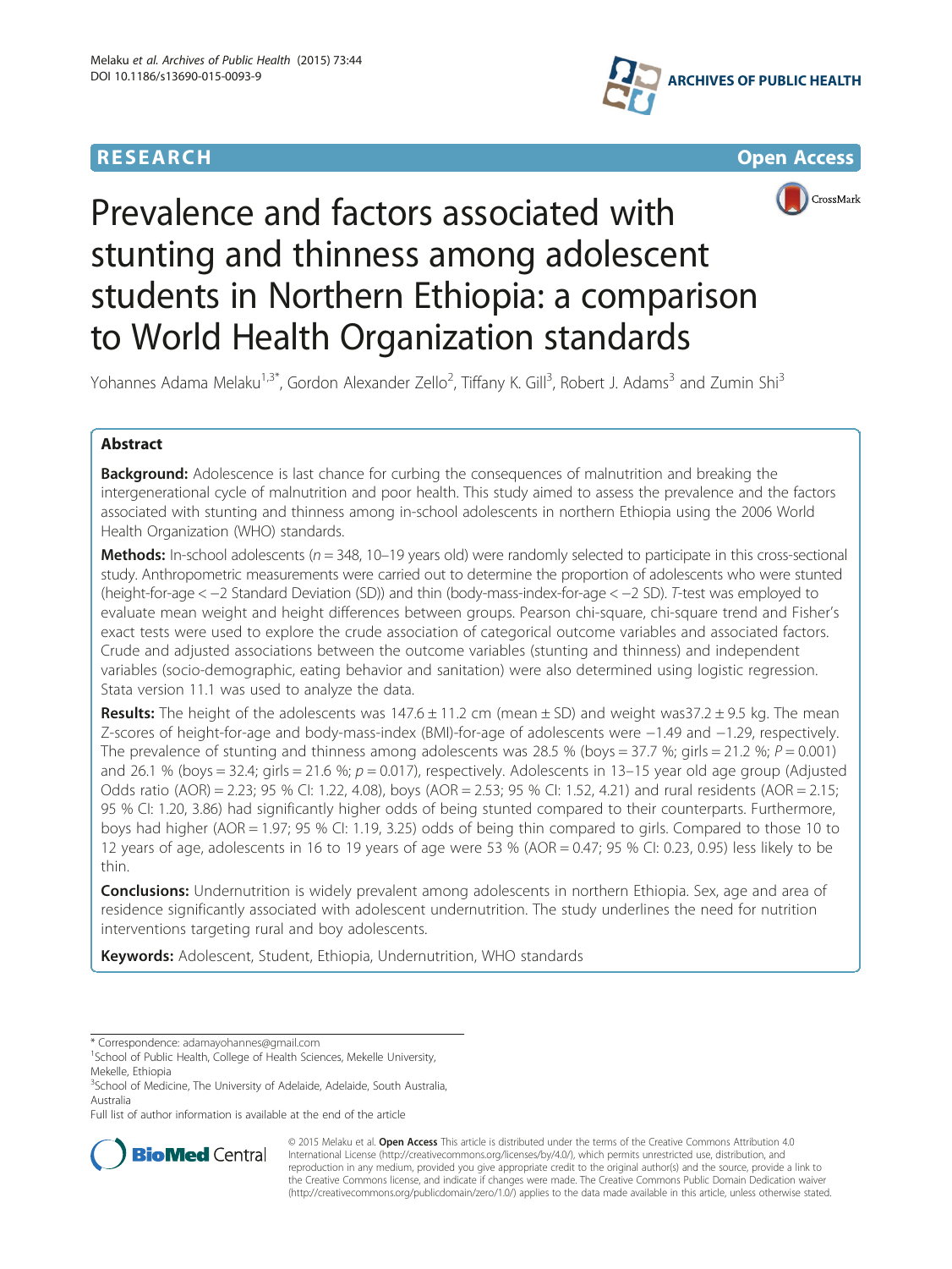RESEARCH Open Access

# Prevalence and factors associated with stunting and thinness among adolescent students in Northern Ethiopia: a comparison to World Health Organization standards

Yohannes Adama Melaku[1,3*], Gordon Alexander Zello[2], Tiffany K. Gill[3], Robert J. Adams[3] and Zumin Shi[3]

## Abstract

**Background:** Adolescence is last chance for curbing the consequences of malnutrition and breaking the intergenerational cycle of malnutrition and poor health. This study aimed to assess the prevalence and the factors associated with stunting and thinness among in-school adolescents in northern Ethiopia using the 2006 World Health Organization (WHO) standards.

**Methods:** In-school adolescents ($n = 348$, 10–19 years old) were randomly selected to participate in this cross-sectional study. Anthropometric measurements were carried out to determine the proportion of adolescents who were stunted (height-for-age < −2 Standard Deviation (SD)) and thin (body-mass-index-for-age < −2 SD). *T*-test was employed to evaluate mean weight and height differences between groups. Pearson chi-square, chi-square trend and Fisher's exact tests were used to explore the crude association of categorical outcome variables and associated factors. Crude and adjusted associations between the outcome variables (stunting and thinness) and independent variables (socio-demographic, eating behavior and sanitation) were also determined using logistic regression. Stata version 11.1 was used to analyze the data.

**Results:** The height of the adolescents was 147.6 ± 11.2 cm (mean ± SD) and weight was37.2 ± 9.5 kg. The mean Z-scores of height-for-age and body-mass-index (BMI)-for-age of adolescents were −1.49 and −1.29, respectively. The prevalence of stunting and thinness among adolescents was 28.5 % (boys = 37.7 %; girls = 21.2 %; $P = 0.001$) and 26.1 % (boys = 32.4; girls = 21.6 %; $p = 0.017$), respectively. Adolescents in 13–15 year old age group (Adjusted Odds ratio (AOR) = 2.23; 95 % CI: 1.22, 4.08), boys (AOR = 2.53; 95 % CI: 1.52, 4.21) and rural residents (AOR = 2.15; 95 % CI: 1.20, 3.86) had significantly higher odds of being stunted compared to their counterparts. Furthermore, boys had higher (AOR = 1.97; 95 % CI: 1.19, 3.25) odds of being thin compared to girls. Compared to those 10 to 12 years of age, adolescents in 16 to 19 years of age were 53 % (AOR = 0.47; 95 % CI: 0.23, 0.95) less likely to be thin.

**Conclusions:** Undernutrition is widely prevalent among adolescents in northern Ethiopia. Sex, age and area of residence significantly associated with adolescent undernutrition. The study underlines the need for nutrition interventions targeting rural and boy adolescents.

**Keywords:** Adolescent, Student, Ethiopia, Undernutrition, WHO standards

---

\* Correspondence: adamayohannes@gmail.com
[1]School of Public Health, College of Health Sciences, Mekelle University, Mekelle, Ethiopia
[3]School of Medicine, The University of Adelaide, Adelaide, South Australia, Australia
Full list of author information is available at the end of the article

© 2015 Melaku et al. **Open Access** This article is distributed under the terms of the Creative Commons Attribution 4.0 International License (http://creativecommons.org/licenses/by/4.0/), which permits unrestricted use, distribution, and reproduction in any medium, provided you give appropriate credit to the original author(s) and the source, provide a link to the Creative Commons license, and indicate if changes were made. The Creative Commons Public Domain Dedication waiver (http://creativecommons.org/publicdomain/zero/1.0/) applies to the data made available in this article, unless otherwise stated.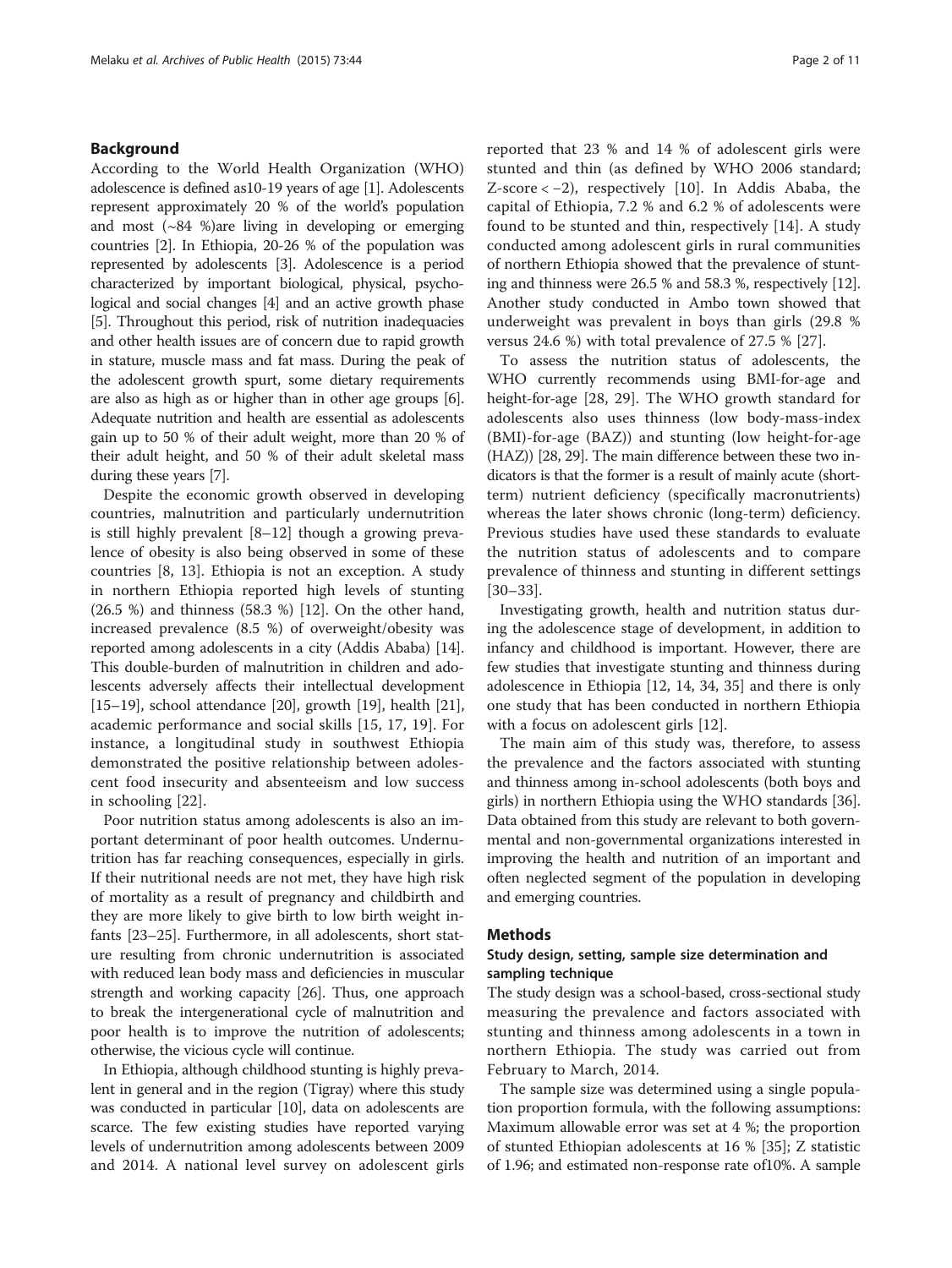## Background

According to the World Health Organization (WHO) adolescence is defined as10-19 years of age [1]. Adolescents represent approximately 20 % of the world's population and most (~84 %)are living in developing or emerging countries [2]. In Ethiopia, 20-26 % of the population was represented by adolescents [3]. Adolescence is a period characterized by important biological, physical, psychological and social changes [4] and an active growth phase [5]. Throughout this period, risk of nutrition inadequacies and other health issues are of concern due to rapid growth in stature, muscle mass and fat mass. During the peak of the adolescent growth spurt, some dietary requirements are also as high as or higher than in other age groups [6]. Adequate nutrition and health are essential as adolescents gain up to 50 % of their adult weight, more than 20 % of their adult height, and 50 % of their adult skeletal mass during these years [7].

Despite the economic growth observed in developing countries, malnutrition and particularly undernutrition is still highly prevalent [8–12] though a growing prevalence of obesity is also being observed in some of these countries [8, 13]. Ethiopia is not an exception. A study in northern Ethiopia reported high levels of stunting (26.5 %) and thinness (58.3 %) [12]. On the other hand, increased prevalence (8.5 %) of overweight/obesity was reported among adolescents in a city (Addis Ababa) [14]. This double-burden of malnutrition in children and adolescents adversely affects their intellectual development [15–19], school attendance [20], growth [19], health [21], academic performance and social skills [15, 17, 19]. For instance, a longitudinal study in southwest Ethiopia demonstrated the positive relationship between adolescent food insecurity and absenteeism and low success in schooling [22].

Poor nutrition status among adolescents is also an important determinant of poor health outcomes. Undernutrition has far reaching consequences, especially in girls. If their nutritional needs are not met, they have high risk of mortality as a result of pregnancy and childbirth and they are more likely to give birth to low birth weight infants [23–25]. Furthermore, in all adolescents, short stature resulting from chronic undernutrition is associated with reduced lean body mass and deficiencies in muscular strength and working capacity [26]. Thus, one approach to break the intergenerational cycle of malnutrition and poor health is to improve the nutrition of adolescents; otherwise, the vicious cycle will continue.

In Ethiopia, although childhood stunting is highly prevalent in general and in the region (Tigray) where this study was conducted in particular [10], data on adolescents are scarce. The few existing studies have reported varying levels of undernutrition among adolescents between 2009 and 2014. A national level survey on adolescent girls reported that 23 % and 14 % of adolescent girls were stunted and thin (as defined by WHO 2006 standard; Z-score < −2), respectively [10]. In Addis Ababa, the capital of Ethiopia, 7.2 % and 6.2 % of adolescents were found to be stunted and thin, respectively [14]. A study conducted among adolescent girls in rural communities of northern Ethiopia showed that the prevalence of stunting and thinness were 26.5 % and 58.3 %, respectively [12]. Another study conducted in Ambo town showed that underweight was prevalent in boys than girls (29.8 % versus 24.6 %) with total prevalence of 27.5 % [27].

To assess the nutrition status of adolescents, the WHO currently recommends using BMI-for-age and height-for-age [28, 29]. The WHO growth standard for adolescents also uses thinness (low body-mass-index (BMI)-for-age (BAZ)) and stunting (low height-for-age (HAZ)) [28, 29]. The main difference between these two indicators is that the former is a result of mainly acute (short-term) nutrient deficiency (specifically macronutrients) whereas the later shows chronic (long-term) deficiency. Previous studies have used these standards to evaluate the nutrition status of adolescents and to compare prevalence of thinness and stunting in different settings [30–33].

Investigating growth, health and nutrition status during the adolescence stage of development, in addition to infancy and childhood is important. However, there are few studies that investigate stunting and thinness during adolescence in Ethiopia [12, 14, 34, 35] and there is only one study that has been conducted in northern Ethiopia with a focus on adolescent girls [12].

The main aim of this study was, therefore, to assess the prevalence and the factors associated with stunting and thinness among in-school adolescents (both boys and girls) in northern Ethiopia using the WHO standards [36]. Data obtained from this study are relevant to both governmental and non-governmental organizations interested in improving the health and nutrition of an important and often neglected segment of the population in developing and emerging countries.

## Methods

### Study design, setting, sample size determination and sampling technique

The study design was a school-based, cross-sectional study measuring the prevalence and factors associated with stunting and thinness among adolescents in a town in northern Ethiopia. The study was carried out from February to March, 2014.

The sample size was determined using a single population proportion formula, with the following assumptions: Maximum allowable error was set at 4 %; the proportion of stunted Ethiopian adolescents at 16 % [35]; Z statistic of 1.96; and estimated non-response rate of10%. A sample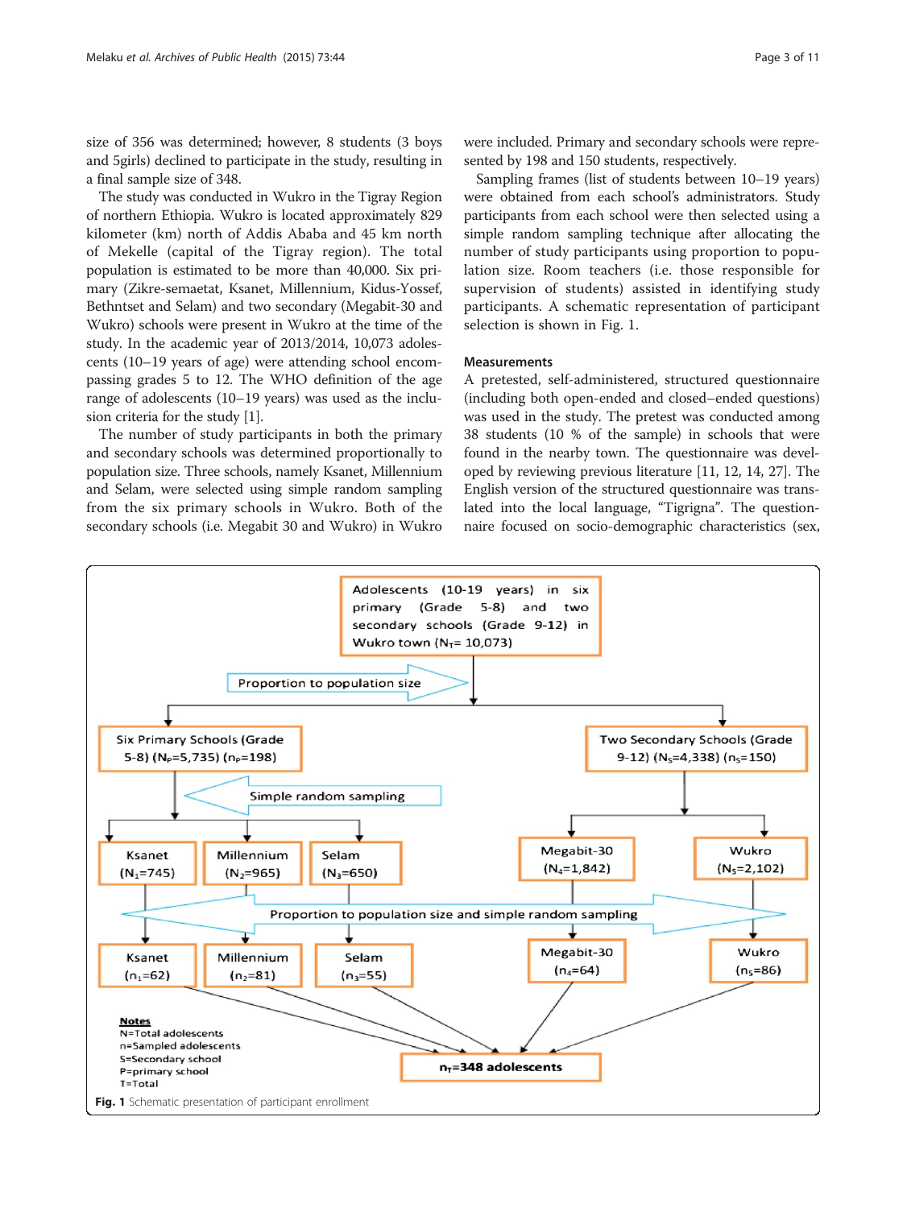size of 356 was determined; however, 8 students (3 boys and 5girls) declined to participate in the study, resulting in a final sample size of 348.

The study was conducted in Wukro in the Tigray Region of northern Ethiopia. Wukro is located approximately 829 kilometer (km) north of Addis Ababa and 45 km north of Mekelle (capital of the Tigray region). The total population is estimated to be more than 40,000. Six primary (Zikre-semaetat, Ksanet, Millennium, Kidus-Yossef, Bethntset and Selam) and two secondary (Megabit-30 and Wukro) schools were present in Wukro at the time of the study. In the academic year of 2013/2014, 10,073 adolescents (10–19 years of age) were attending school encompassing grades 5 to 12. The WHO definition of the age range of adolescents (10–19 years) was used as the inclusion criteria for the study [1].

The number of study participants in both the primary and secondary schools was determined proportionally to population size. Three schools, namely Ksanet, Millennium and Selam, were selected using simple random sampling from the six primary schools in Wukro. Both of the secondary schools (i.e. Megabit 30 and Wukro) in Wukro were included. Primary and secondary schools were represented by 198 and 150 students, respectively.

Sampling frames (list of students between 10–19 years) were obtained from each school's administrators. Study participants from each school were then selected using a simple random sampling technique after allocating the number of study participants using proportion to population size. Room teachers (i.e. those responsible for supervision of students) assisted in identifying study participants. A schematic representation of participant selection is shown in Fig. 1.

## Measurements

A pretested, self-administered, structured questionnaire (including both open-ended and closed–ended questions) was used in the study. The pretest was conducted among 38 students (10 % of the sample) in schools that were found in the nearby town. The questionnaire was developed by reviewing previous literature [11, 12, 14, 27]. The English version of the structured questionnaire was translated into the local language, "Tigrigna". The questionnaire focused on socio-demographic characteristics (sex,

Adolescents (10-19 years) in six primary (Grade 5-8) and two secondary schools (Grade 9-12) in Wukro town ($N_T$= 10,073)

Proportion to population size

Six Primary Schools (Grade 5-8) ($N_P$=5,735) ($n_P$=198)

Two Secondary Schools (Grade 9-12) ($N_S$=4,338) ($n_S$=150)

Simple random sampling

Ksanet ($N_1$=745) | Millennium ($N_2$=965) | Selam ($N_3$=650) | Megabit-30 ($N_4$=1,842) | Wukro ($N_5$=2,102)

Proportion to population size and simple random sampling

Ksanet ($n_1$=62) | Millennium ($n_2$=81) | Selam ($n_3$=55) | Megabit-30 ($n_4$=64) | Wukro ($n_5$=86)

$n_T$=348 adolescents

**Notes**
N=Total adolescents
n=Sampled adolescents
S=Secondary school
P=primary school
T=Total

**Fig. 1** Schematic presentation of participant enrollment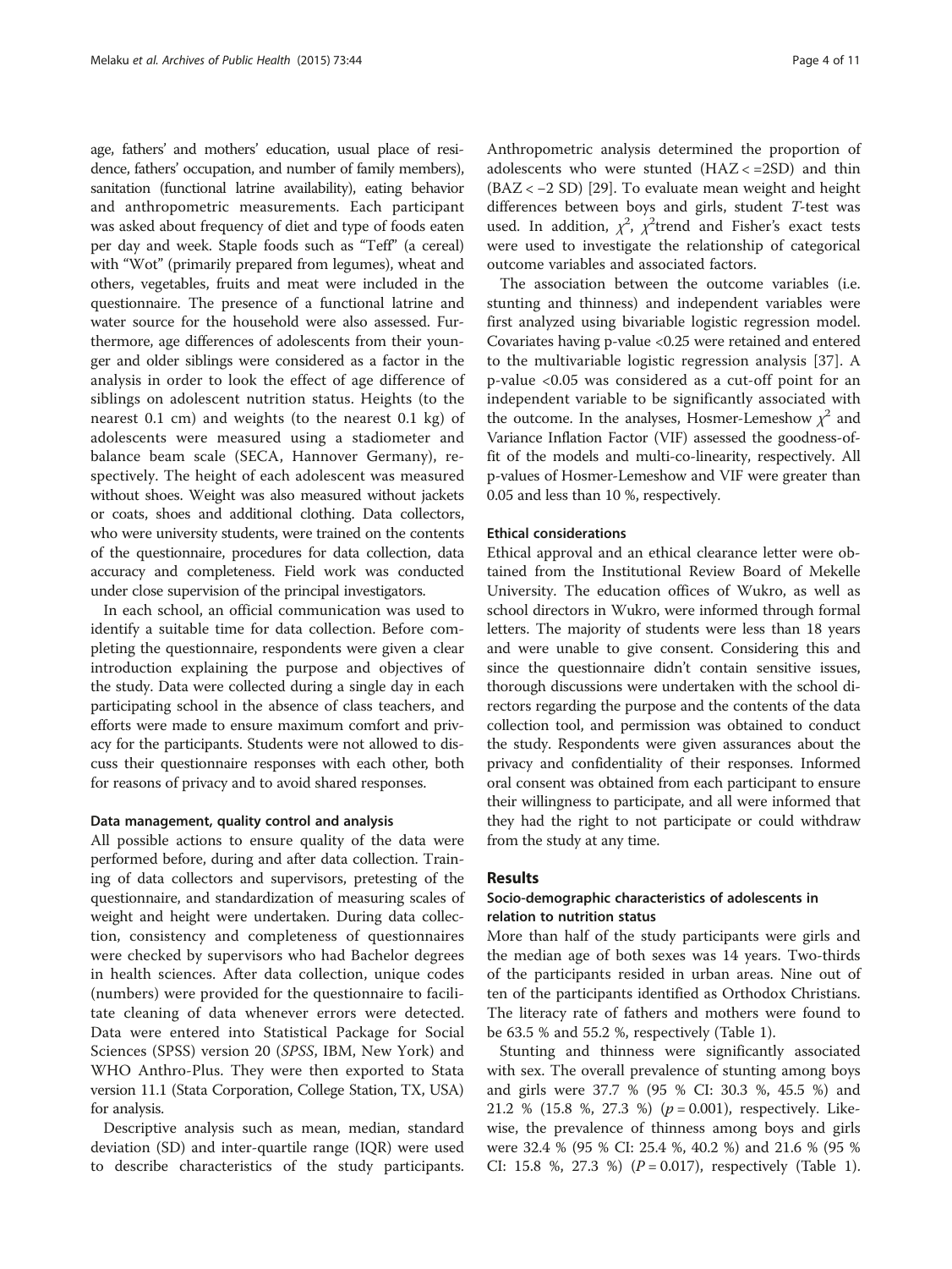age, fathers' and mothers' education, usual place of residence, fathers' occupation, and number of family members), sanitation (functional latrine availability), eating behavior and anthropometric measurements. Each participant was asked about frequency of diet and type of foods eaten per day and week. Staple foods such as "Teff" (a cereal) with "Wot" (primarily prepared from legumes), wheat and others, vegetables, fruits and meat were included in the questionnaire. The presence of a functional latrine and water source for the household were also assessed. Furthermore, age differences of adolescents from their younger and older siblings were considered as a factor in the analysis in order to look the effect of age difference of siblings on adolescent nutrition status. Heights (to the nearest 0.1 cm) and weights (to the nearest 0.1 kg) of adolescents were measured using a stadiometer and balance beam scale (SECA, Hannover Germany), respectively. The height of each adolescent was measured without shoes. Weight was also measured without jackets or coats, shoes and additional clothing. Data collectors, who were university students, were trained on the contents of the questionnaire, procedures for data collection, data accuracy and completeness. Field work was conducted under close supervision of the principal investigators.

In each school, an official communication was used to identify a suitable time for data collection. Before completing the questionnaire, respondents were given a clear introduction explaining the purpose and objectives of the study. Data were collected during a single day in each participating school in the absence of class teachers, and efforts were made to ensure maximum comfort and privacy for the participants. Students were not allowed to discuss their questionnaire responses with each other, both for reasons of privacy and to avoid shared responses.

#### Data management, quality control and analysis

All possible actions to ensure quality of the data were performed before, during and after data collection. Training of data collectors and supervisors, pretesting of the questionnaire, and standardization of measuring scales of weight and height were undertaken. During data collection, consistency and completeness of questionnaires were checked by supervisors who had Bachelor degrees in health sciences. After data collection, unique codes (numbers) were provided for the questionnaire to facilitate cleaning of data whenever errors were detected. Data were entered into Statistical Package for Social Sciences (SPSS) version 20 (*SPSS*, IBM, New York) and WHO Anthro-Plus. They were then exported to Stata version 11.1 (Stata Corporation, College Station, TX, USA) for analysis.

Descriptive analysis such as mean, median, standard deviation (SD) and inter-quartile range (IQR) were used to describe characteristics of the study participants. Anthropometric analysis determined the proportion of adolescents who were stunted (HAZ < =2SD) and thin (BAZ < −2 SD) [29]. To evaluate mean weight and height differences between boys and girls, student *T*-test was used. In addition, $\chi^2$, $\chi^2$trend and Fisher's exact tests were used to investigate the relationship of categorical outcome variables and associated factors.

The association between the outcome variables (i.e. stunting and thinness) and independent variables were first analyzed using bivariable logistic regression model. Covariates having p-value <0.25 were retained and entered to the multivariable logistic regression analysis [37]. A p-value <0.05 was considered as a cut-off point for an independent variable to be significantly associated with the outcome. In the analyses, Hosmer-Lemeshow $\chi^2$ and Variance Inflation Factor (VIF) assessed the goodness-of-fit of the models and multi-co-linearity, respectively. All p-values of Hosmer-Lemeshow and VIF were greater than 0.05 and less than 10 %, respectively.

#### Ethical considerations

Ethical approval and an ethical clearance letter were obtained from the Institutional Review Board of Mekelle University. The education offices of Wukro, as well as school directors in Wukro, were informed through formal letters. The majority of students were less than 18 years and were unable to give consent. Considering this and since the questionnaire didn't contain sensitive issues, thorough discussions were undertaken with the school directors regarding the purpose and the contents of the data collection tool, and permission was obtained to conduct the study. Respondents were given assurances about the privacy and confidentiality of their responses. Informed oral consent was obtained from each participant to ensure their willingness to participate, and all were informed that they had the right to not participate or could withdraw from the study at any time.

## Results

### Socio-demographic characteristics of adolescents in relation to nutrition status

More than half of the study participants were girls and the median age of both sexes was 14 years. Two-thirds of the participants resided in urban areas. Nine out of ten of the participants identified as Orthodox Christians. The literacy rate of fathers and mothers were found to be 63.5 % and 55.2 %, respectively (Table 1).

Stunting and thinness were significantly associated with sex. The overall prevalence of stunting among boys and girls were 37.7 % (95 % CI: 30.3 %, 45.5 %) and 21.2 % (15.8 %, 27.3 %) ($p = 0.001$), respectively. Likewise, the prevalence of thinness among boys and girls were 32.4 % (95 % CI: 25.4 %, 40.2 %) and 21.6 % (95 % CI: 15.8 %, 27.3 %) ($P = 0.017$), respectively (Table 1).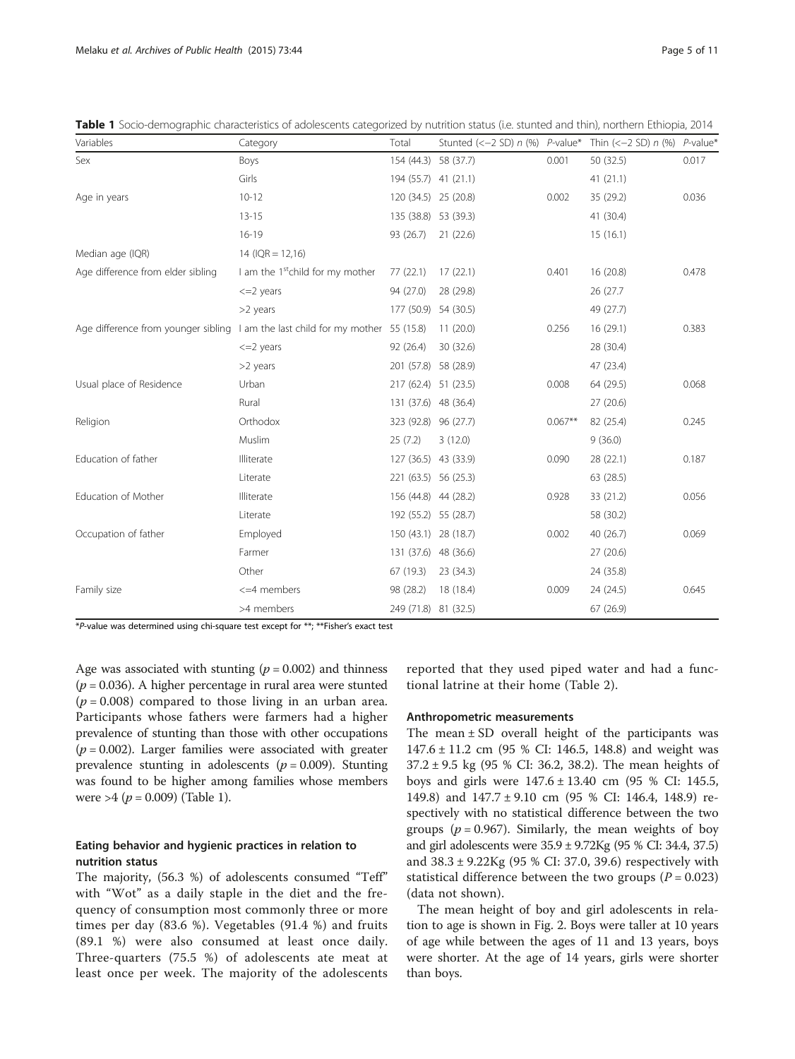**Table 1** Socio-demographic characteristics of adolescents categorized by nutrition status (i.e. stunted and thin), northern Ethiopia, 2014

| Variables | Category | Total | Stunted (<−2 SD) *n* (%) | *P*-value* | Thin (<−2 SD) *n* (%) | *P*-value* |
|---|---|---|---|---|---|---|
| Sex | Boys | 154 (44.3) | 58 (37.7) | 0.001 | 50 (32.5) | 0.017 |
| | Girls | 194 (55.7) | 41 (21.1) | | 41 (21.1) | |
| Age in years | 10-12 | 120 (34.5) | 25 (20.8) | 0.002 | 35 (29.2) | 0.036 |
| | 13-15 | 135 (38.8) | 53 (39.3) | | 41 (30.4) | |
| | 16-19 | 93 (26.7) | 21 (22.6) | | 15 (16.1) | |
| Median age (IQR) | 14 (IQR = 12,16) | | | | | |
| Age difference from elder sibling | I am the 1[st]child for my mother | 77 (22.1) | 17 (22.1) | 0.401 | 16 (20.8) | 0.478 |
| | <=2 years | 94 (27.0) | 28 (29.8) | | 26 (27.7 | |
| | >2 years | 177 (50.9) | 54 (30.5) | | 49 (27.7) | |
| Age difference from younger sibling | I am the last child for my mother | 55 (15.8) | 11 (20.0) | 0.256 | 16 (29.1) | 0.383 |
| | <=2 years | 92 (26.4) | 30 (32.6) | | 28 (30.4) | |
| | >2 years | 201 (57.8) | 58 (28.9) | | 47 (23.4) | |
| Usual place of Residence | Urban | 217 (62.4) | 51 (23.5) | 0.008 | 64 (29.5) | 0.068 |
| | Rural | 131 (37.6) | 48 (36.4) | | 27 (20.6) | |
| Religion | Orthodox | 323 (92.8) | 96 (27.7) | 0.067** | 82 (25.4) | 0.245 |
| | Muslim | 25 (7.2) | 3 (12.0) | | 9 (36.0) | |
| Education of father | Illiterate | 127 (36.5) | 43 (33.9) | 0.090 | 28 (22.1) | 0.187 |
| | Literate | 221 (63.5) | 56 (25.3) | | 63 (28.5) | |
| Education of Mother | Illiterate | 156 (44.8) | 44 (28.2) | 0.928 | 33 (21.2) | 0.056 |
| | Literate | 192 (55.2) | 55 (28.7) | | 58 (30.2) | |
| Occupation of father | Employed | 150 (43.1) | 28 (18.7) | 0.002 | 40 (26.7) | 0.069 |
| | Farmer | 131 (37.6) | 48 (36.6) | | 27 (20.6) | |
| | Other | 67 (19.3) | 23 (34.3) | | 24 (35.8) | |
| Family size | <=4 members | 98 (28.2) | 18 (18.4) | 0.009 | 24 (24.5) | 0.645 |
| | >4 members | 249 (71.8) | 81 (32.5) | | 67 (26.9) | |

\**P*-value was determined using chi-square test except for **; **Fisher's exact test

Age was associated with stunting ($p = 0.002$) and thinness ($p = 0.036$). A higher percentage in rural area were stunted ($p = 0.008$) compared to those living in an urban area. Participants whose fathers were farmers had a higher prevalence of stunting than those with other occupations ($p = 0.002$). Larger families were associated with greater prevalence stunting in adolescents ($p = 0.009$). Stunting was found to be higher among families whose members were >4 ($p = 0.009$) (Table 1).

### Eating behavior and hygienic practices in relation to nutrition status

The majority, (56.3 %) of adolescents consumed "Teff" with "Wot" as a daily staple in the diet and the frequency of consumption most commonly three or more times per day (83.6 %). Vegetables (91.4 %) and fruits (89.1 %) were also consumed at least once daily. Three-quarters (75.5 %) of adolescents ate meat at least once per week. The majority of the adolescents reported that they used piped water and had a functional latrine at their home (Table 2).

### Anthropometric measurements

The mean ± SD overall height of the participants was 147.6 ± 11.2 cm (95 % CI: 146.5, 148.8) and weight was 37.2 ± 9.5 kg (95 % CI: 36.2, 38.2). The mean heights of boys and girls were 147.6 ± 13.40 cm (95 % CI: 145.5, 149.8) and 147.7 ± 9.10 cm (95 % CI: 146.4, 148.9) respectively with no statistical difference between the two groups ($p = 0.967$). Similarly, the mean weights of boy and girl adolescents were 35.9 ± 9.72Kg (95 % CI: 34.4, 37.5) and 38.3 ± 9.22Kg (95 % CI: 37.0, 39.6) respectively with statistical difference between the two groups ($P = 0.023$) (data not shown).

The mean height of boy and girl adolescents in relation to age is shown in Fig. 2. Boys were taller at 10 years of age while between the ages of 11 and 13 years, boys were shorter. At the age of 14 years, girls were shorter than boys.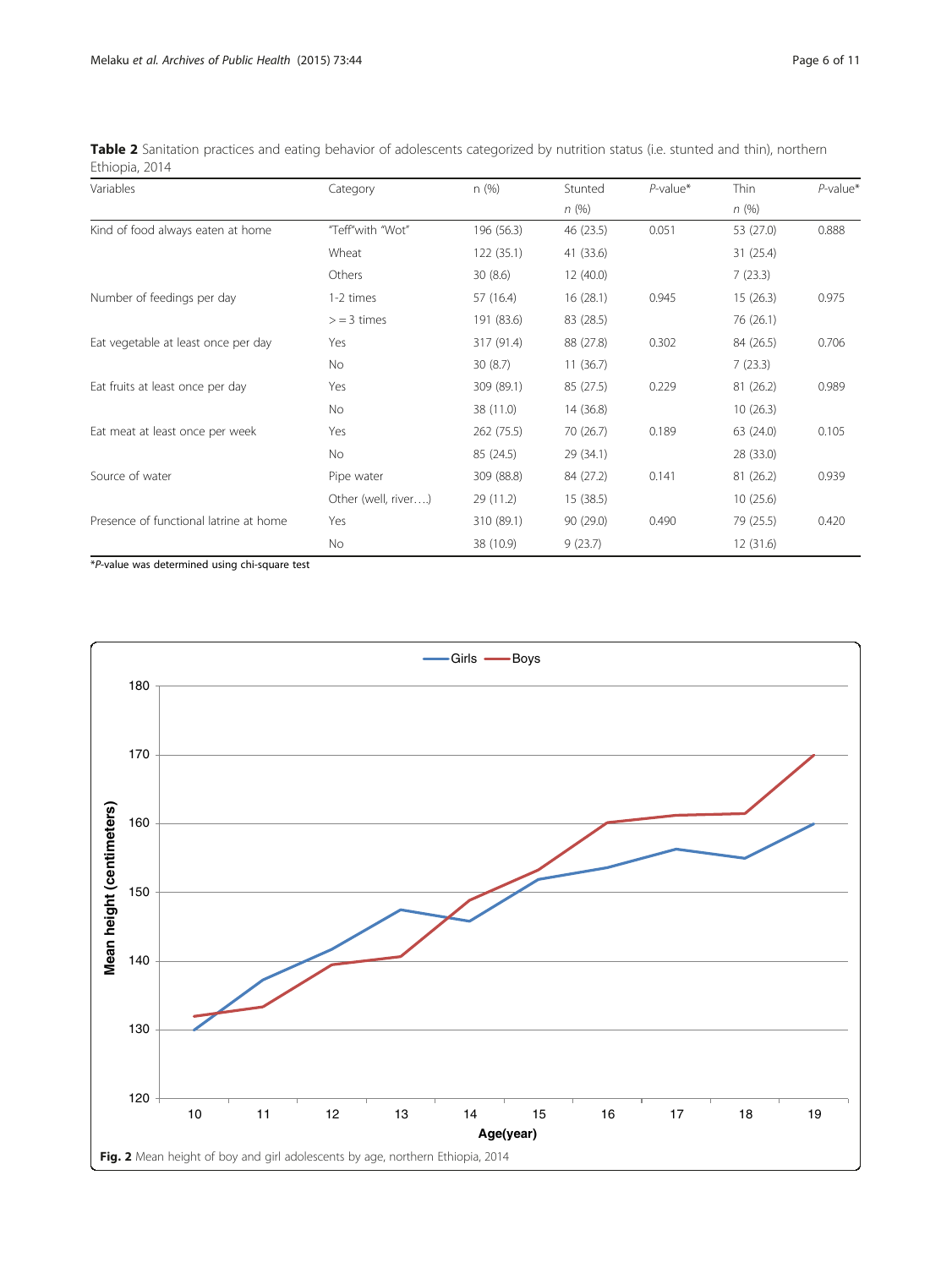**Table 2** Sanitation practices and eating behavior of adolescents categorized by nutrition status (i.e. stunted and thin), northern Ethiopia, 2014

| Variables | Category | n (%) | Stunted *n* (%) | *P*-value* | Thin *n* (%) | *P*-value* |
|---|---|---|---|---|---|---|
| Kind of food always eaten at home | "Teff"with "Wot" | 196 (56.3) | 46 (23.5) | 0.051 | 53 (27.0) | 0.888 |
| | Wheat | 122 (35.1) | 41 (33.6) | | 31 (25.4) | |
| | Others | 30 (8.6) | 12 (40.0) | | 7 (23.3) | |
| Number of feedings per day | 1-2 times | 57 (16.4) | 16 (28.1) | 0.945 | 15 (26.3) | 0.975 |
| | > = 3 times | 191 (83.6) | 83 (28.5) | | 76 (26.1) | |
| Eat vegetable at least once per day | Yes | 317 (91.4) | 88 (27.8) | 0.302 | 84 (26.5) | 0.706 |
| | No | 30 (8.7) | 11 (36.7) | | 7 (23.3) | |
| Eat fruits at least once per day | Yes | 309 (89.1) | 85 (27.5) | 0.229 | 81 (26.2) | 0.989 |
| | No | 38 (11.0) | 14 (36.8) | | 10 (26.3) | |
| Eat meat at least once per week | Yes | 262 (75.5) | 70 (26.7) | 0.189 | 63 (24.0) | 0.105 |
| | No | 85 (24.5) | 29 (34.1) | | 28 (33.0) | |
| Source of water | Pipe water | 309 (88.8) | 84 (27.2) | 0.141 | 81 (26.2) | 0.939 |
| | Other (well, river….) | 29 (11.2) | 15 (38.5) | | 10 (25.6) | |
| Presence of functional latrine at home | Yes | 310 (89.1) | 90 (29.0) | 0.490 | 79 (25.5) | 0.420 |
| | No | 38 (10.9) | 9 (23.7) | | 12 (31.6) | |

**P*-value was determined using chi-square test

**Fig. 2** Mean height of boy and girl adolescents by age, northern Ethiopia, 2014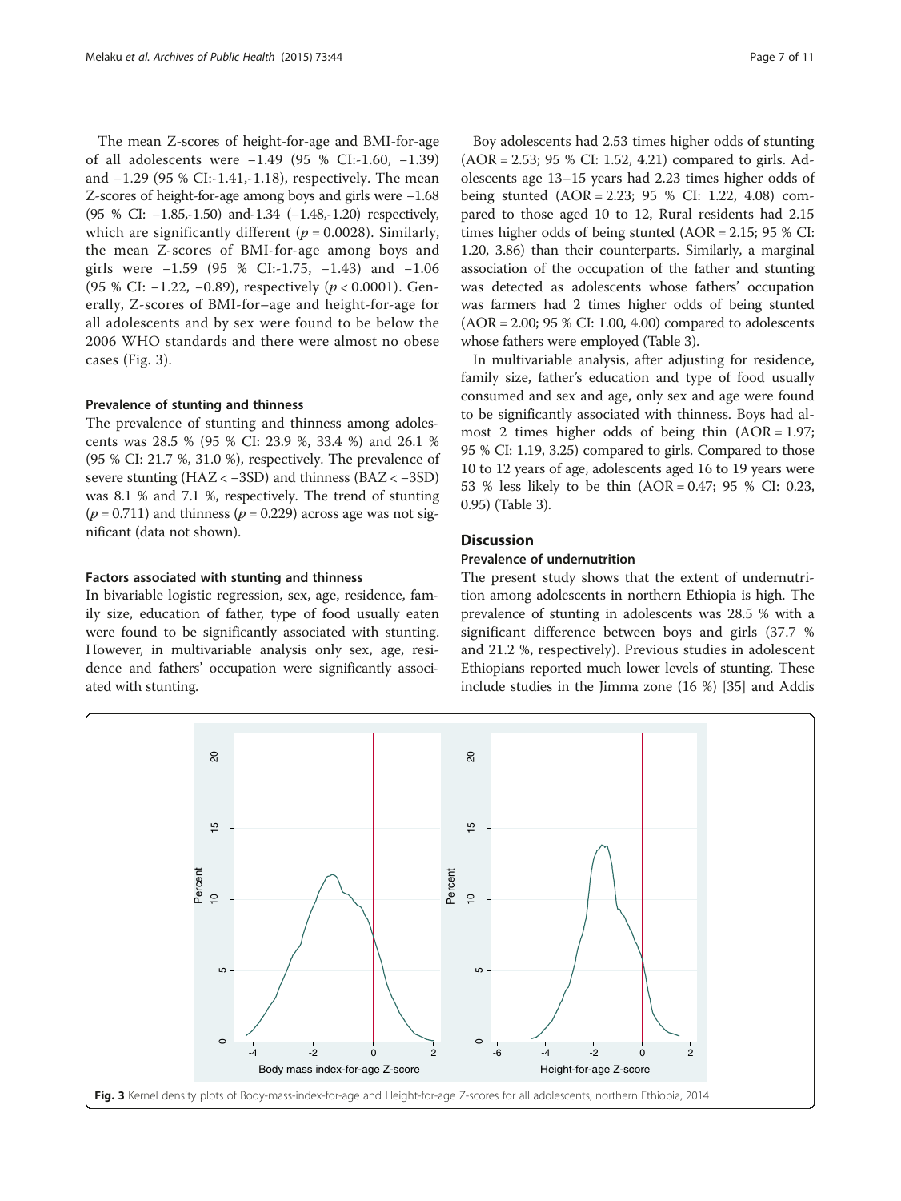The mean Z-scores of height-for-age and BMI-for-age of all adolescents were −1.49 (95 % CI:-1.60, −1.39) and −1.29 (95 % CI:-1.41,-1.18), respectively. The mean Z-scores of height-for-age among boys and girls were −1.68 (95 % CI: −1.85,-1.50) and-1.34 (−1.48,-1.20) respectively, which are significantly different ($p = 0.0028$). Similarly, the mean Z-scores of BMI-for-age among boys and girls were −1.59 (95 % CI:-1.75, −1.43) and −1.06 (95 % CI: −1.22, −0.89), respectively ($p < 0.0001$). Generally, Z-scores of BMI-for–age and height-for-age for all adolescents and by sex were found to be below the 2006 WHO standards and there were almost no obese cases (Fig. 3).

#### Prevalence of stunting and thinness

The prevalence of stunting and thinness among adolescents was 28.5 % (95 % CI: 23.9 %, 33.4 %) and 26.1 % (95 % CI: 21.7 %, 31.0 %), respectively. The prevalence of severe stunting (HAZ < −3SD) and thinness (BAZ < −3SD) was 8.1 % and 7.1 %, respectively. The trend of stunting ($p = 0.711$) and thinness ($p = 0.229$) across age was not significant (data not shown).

#### Factors associated with stunting and thinness

In bivariable logistic regression, sex, age, residence, family size, education of father, type of food usually eaten were found to be significantly associated with stunting. However, in multivariable analysis only sex, age, residence and fathers' occupation were significantly associated with stunting.

Boy adolescents had 2.53 times higher odds of stunting (AOR = 2.53; 95 % CI: 1.52, 4.21) compared to girls. Adolescents age 13–15 years had 2.23 times higher odds of being stunted (AOR = 2.23; 95 % CI: 1.22, 4.08) compared to those aged 10 to 12, Rural residents had 2.15 times higher odds of being stunted (AOR = 2.15; 95 % CI: 1.20, 3.86) than their counterparts. Similarly, a marginal association of the occupation of the father and stunting was detected as adolescents whose fathers' occupation was farmers had 2 times higher odds of being stunted (AOR = 2.00; 95 % CI: 1.00, 4.00) compared to adolescents whose fathers were employed (Table 3).

In multivariable analysis, after adjusting for residence, family size, father's education and type of food usually consumed and sex and age, only sex and age were found to be significantly associated with thinness. Boys had almost 2 times higher odds of being thin (AOR = 1.97; 95 % CI: 1.19, 3.25) compared to girls. Compared to those 10 to 12 years of age, adolescents aged 16 to 19 years were 53 % less likely to be thin (AOR = 0.47; 95 % CI: 0.23, 0.95) (Table 3).

## Discussion

### Prevalence of undernutrition

The present study shows that the extent of undernutrition among adolescents in northern Ethiopia is high. The prevalence of stunting in adolescents was 28.5 % with a significant difference between boys and girls (37.7 % and 21.2 %, respectively). Previous studies in adolescent Ethiopians reported much lower levels of stunting. These include studies in the Jimma zone (16 %) [35] and Addis

**Fig. 3** Kernel density plots of Body-mass-index-for-age and Height-for-age Z-scores for all adolescents, northern Ethiopia, 2014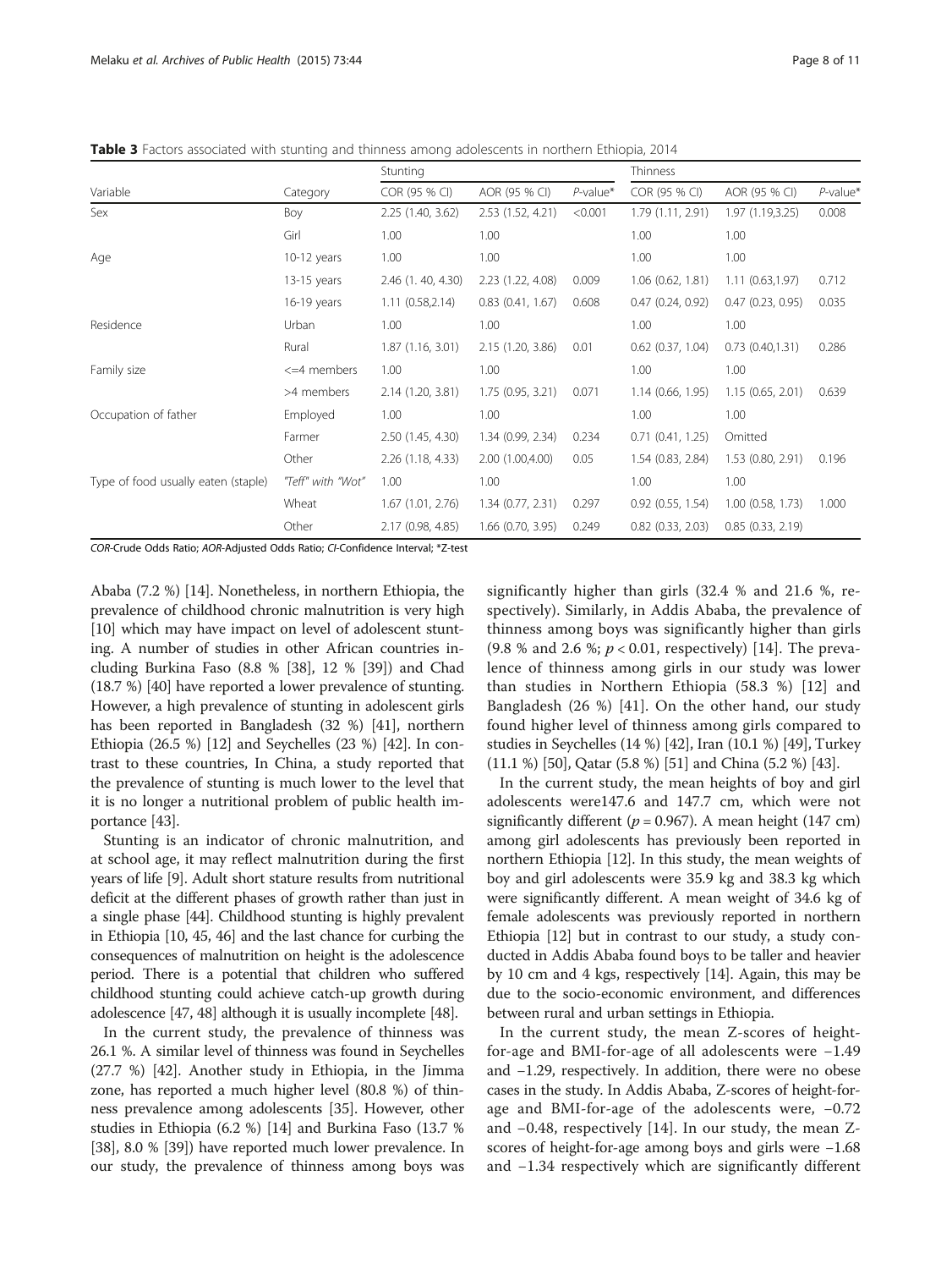**Table 3** Factors associated with stunting and thinness among adolescents in northern Ethiopia, 2014

| Variable | Category | Stunting | | | Thinness | | |
|---|---|---|---|---|---|---|---|
| | | COR (95 % CI) | AOR (95 % CI) | *P*-value* | COR (95 % CI) | AOR (95 % CI) | *P*-value* |
| Sex | Boy | 2.25 (1.40, 3.62) | 2.53 (1.52, 4.21) | <0.001 | 1.79 (1.11, 2.91) | 1.97 (1.19,3.25) | 0.008 |
| | Girl | 1.00 | 1.00 | | 1.00 | 1.00 | |
| Age | 10-12 years | 1.00 | 1.00 | | 1.00 | 1.00 | |
| | 13-15 years | 2.46 (1. 40, 4.30) | 2.23 (1.22, 4.08) | 0.009 | 1.06 (0.62, 1.81) | 1.11 (0.63,1.97) | 0.712 |
| | 16-19 years | 1.11 (0.58,2.14) | 0.83 (0.41, 1.67) | 0.608 | 0.47 (0.24, 0.92) | 0.47 (0.23, 0.95) | 0.035 |
| Residence | Urban | 1.00 | 1.00 | | 1.00 | 1.00 | |
| | Rural | 1.87 (1.16, 3.01) | 2.15 (1.20, 3.86) | 0.01 | 0.62 (0.37, 1.04) | 0.73 (0.40,1.31) | 0.286 |
| Family size | <=4 members | 1.00 | 1.00 | | 1.00 | 1.00 | |
| | >4 members | 2.14 (1.20, 3.81) | 1.75 (0.95, 3.21) | 0.071 | 1.14 (0.66, 1.95) | 1.15 (0.65, 2.01) | 0.639 |
| Occupation of father | Employed | 1.00 | 1.00 | | 1.00 | 1.00 | |
| | Farmer | 2.50 (1.45, 4.30) | 1.34 (0.99, 2.34) | 0.234 | 0.71 (0.41, 1.25) | Omitted | |
| | Other | 2.26 (1.18, 4.33) | 2.00 (1.00,4.00) | 0.05 | 1.54 (0.83, 2.84) | 1.53 (0.80, 2.91) | 0.196 |
| Type of food usually eaten (staple) | "Teff" with "Wot" | 1.00 | 1.00 | | 1.00 | 1.00 | |
| | Wheat | 1.67 (1.01, 2.76) | 1.34 (0.77, 2.31) | 0.297 | 0.92 (0.55, 1.54) | 1.00 (0.58, 1.73) | 1.000 |
| | Other | 2.17 (0.98, 4.85) | 1.66 (0.70, 3.95) | 0.249 | 0.82 (0.33, 2.03) | 0.85 (0.33, 2.19) | |

*COR*-Crude Odds Ratio; *AOR*-Adjusted Odds Ratio; *CI*-Confidence Interval; *Z-test

Ababa (7.2 %) [14]. Nonetheless, in northern Ethiopia, the prevalence of childhood chronic malnutrition is very high [10] which may have impact on level of adolescent stunting. A number of studies in other African countries including Burkina Faso (8.8 % [38], 12 % [39]) and Chad (18.7 %) [40] have reported a lower prevalence of stunting. However, a high prevalence of stunting in adolescent girls has been reported in Bangladesh (32 %) [41], northern Ethiopia (26.5 %) [12] and Seychelles (23 %) [42]. In contrast to these countries, In China, a study reported that the prevalence of stunting is much lower to the level that it is no longer a nutritional problem of public health importance [43].

Stunting is an indicator of chronic malnutrition, and at school age, it may reflect malnutrition during the first years of life [9]. Adult short stature results from nutritional deficit at the different phases of growth rather than just in a single phase [44]. Childhood stunting is highly prevalent in Ethiopia [10, 45, 46] and the last chance for curbing the consequences of malnutrition on height is the adolescence period. There is a potential that children who suffered childhood stunting could achieve catch-up growth during adolescence [47, 48] although it is usually incomplete [48].

In the current study, the prevalence of thinness was 26.1 %. A similar level of thinness was found in Seychelles (27.7 %) [42]. Another study in Ethiopia, in the Jimma zone, has reported a much higher level (80.8 %) of thinness prevalence among adolescents [35]. However, other studies in Ethiopia (6.2 %) [14] and Burkina Faso (13.7 % [38], 8.0 % [39]) have reported much lower prevalence. In our study, the prevalence of thinness among boys was significantly higher than girls (32.4 % and 21.6 %, respectively). Similarly, in Addis Ababa, the prevalence of thinness among boys was significantly higher than girls (9.8 % and 2.6 %; $p < 0.01$, respectively) [14]. The prevalence of thinness among girls in our study was lower than studies in Northern Ethiopia (58.3 %) [12] and Bangladesh (26 %) [41]. On the other hand, our study found higher level of thinness among girls compared to studies in Seychelles (14 %) [42], Iran (10.1 %) [49], Turkey (11.1 %) [50], Qatar (5.8 %) [51] and China (5.2 %) [43].

In the current study, the mean heights of boy and girl adolescents were147.6 and 147.7 cm, which were not significantly different ($p = 0.967$). A mean height (147 cm) among girl adolescents has previously been reported in northern Ethiopia [12]. In this study, the mean weights of boy and girl adolescents were 35.9 kg and 38.3 kg which were significantly different. A mean weight of 34.6 kg of female adolescents was previously reported in northern Ethiopia [12] but in contrast to our study, a study conducted in Addis Ababa found boys to be taller and heavier by 10 cm and 4 kgs, respectively [14]. Again, this may be due to the socio-economic environment, and differences between rural and urban settings in Ethiopia.

In the current study, the mean Z-scores of height-for-age and BMI-for-age of all adolescents were −1.49 and −1.29, respectively. In addition, there were no obese cases in the study. In Addis Ababa, Z-scores of height-for-age and BMI-for-age of the adolescents were, −0.72 and −0.48, respectively [14]. In our study, the mean Z-scores of height-for-age among boys and girls were −1.68 and −1.34 respectively which are significantly different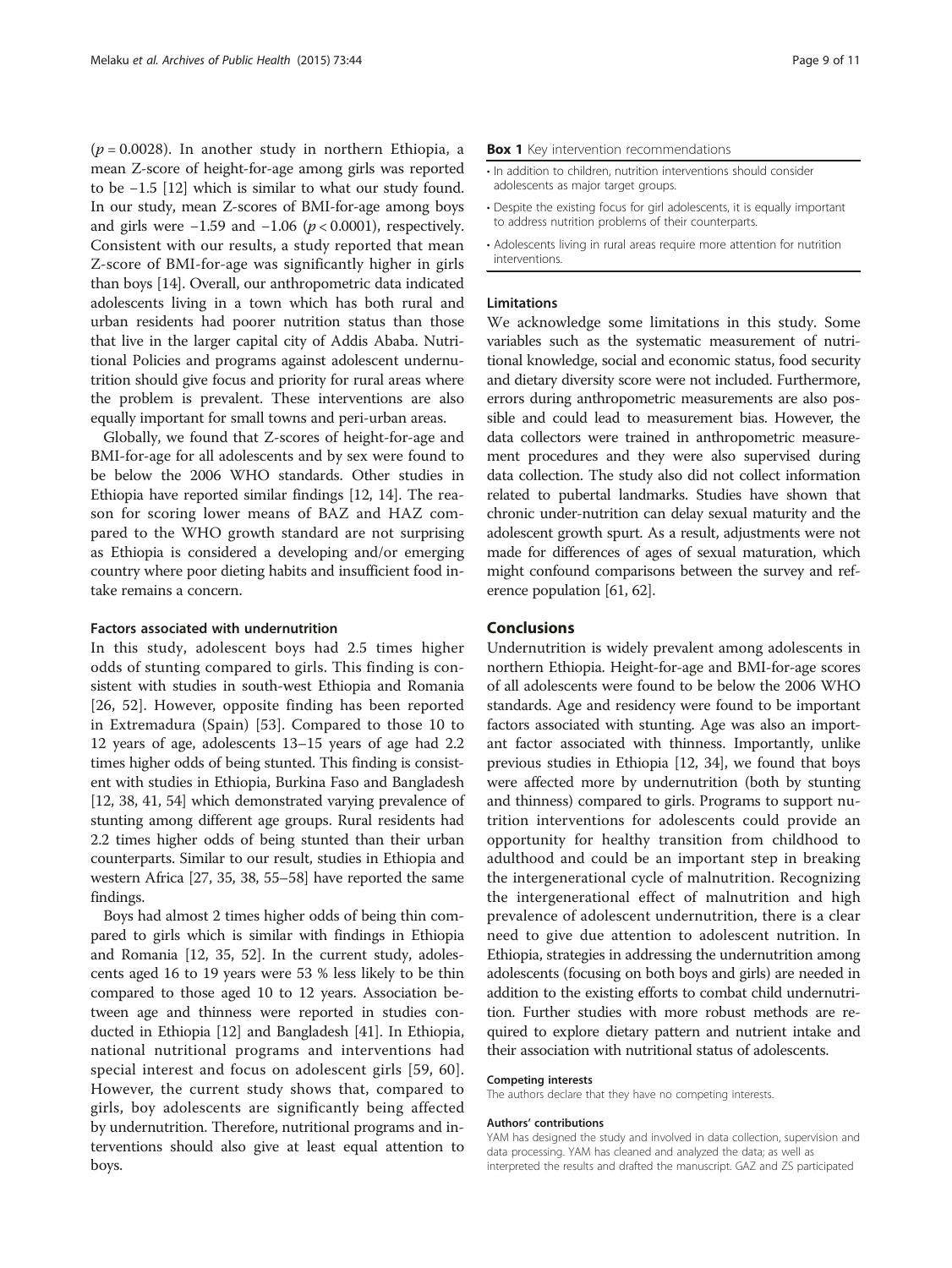($p = 0.0028$). In another study in northern Ethiopia, a mean Z-score of height-for-age among girls was reported to be −1.5 [12] which is similar to what our study found. In our study, mean Z-scores of BMI-for-age among boys and girls were −1.59 and −1.06 ($p < 0.0001$), respectively. Consistent with our results, a study reported that mean Z-score of BMI-for-age was significantly higher in girls than boys [14]. Overall, our anthropometric data indicated adolescents living in a town which has both rural and urban residents had poorer nutrition status than those that live in the larger capital city of Addis Ababa. Nutritional Policies and programs against adolescent undernutrition should give focus and priority for rural areas where the problem is prevalent. These interventions are also equally important for small towns and peri-urban areas.

Globally, we found that Z-scores of height-for-age and BMI-for-age for all adolescents and by sex were found to be below the 2006 WHO standards. Other studies in Ethiopia have reported similar findings [12, 14]. The reason for scoring lower means of BAZ and HAZ compared to the WHO growth standard are not surprising as Ethiopia is considered a developing and/or emerging country where poor dieting habits and insufficient food intake remains a concern.

### Factors associated with undernutrition

In this study, adolescent boys had 2.5 times higher odds of stunting compared to girls. This finding is consistent with studies in south-west Ethiopia and Romania [26, 52]. However, opposite finding has been reported in Extremadura (Spain) [53]. Compared to those 10 to 12 years of age, adolescents 13–15 years of age had 2.2 times higher odds of being stunted. This finding is consistent with studies in Ethiopia, Burkina Faso and Bangladesh [12, 38, 41, 54] which demonstrated varying prevalence of stunting among different age groups. Rural residents had 2.2 times higher odds of being stunted than their urban counterparts. Similar to our result, studies in Ethiopia and western Africa [27, 35, 38, 55–58] have reported the same findings.

Boys had almost 2 times higher odds of being thin compared to girls which is similar with findings in Ethiopia and Romania [12, 35, 52]. In the current study, adolescents aged 16 to 19 years were 53 % less likely to be thin compared to those aged 10 to 12 years. Association between age and thinness were reported in studies conducted in Ethiopia [12] and Bangladesh [41]. In Ethiopia, national nutritional programs and interventions had special interest and focus on adolescent girls [59, 60]. However, the current study shows that, compared to girls, boy adolescents are significantly being affected by undernutrition. Therefore, nutritional programs and interventions should also give at least equal attention to boys.

**Box 1** Key intervention recommendations

- In addition to children, nutrition interventions should consider adolescents as major target groups.
- Despite the existing focus for girl adolescents, it is equally important to address nutrition problems of their counterparts.
- Adolescents living in rural areas require more attention for nutrition interventions.

### Limitations

We acknowledge some limitations in this study. Some variables such as the systematic measurement of nutritional knowledge, social and economic status, food security and dietary diversity score were not included. Furthermore, errors during anthropometric measurements are also possible and could lead to measurement bias. However, the data collectors were trained in anthropometric measurement procedures and they were also supervised during data collection. The study also did not collect information related to pubertal landmarks. Studies have shown that chronic under-nutrition can delay sexual maturity and the adolescent growth spurt. As a result, adjustments were not made for differences of ages of sexual maturation, which might confound comparisons between the survey and reference population [61, 62].

## Conclusions

Undernutrition is widely prevalent among adolescents in northern Ethiopia. Height-for-age and BMI-for-age scores of all adolescents were found to be below the 2006 WHO standards. Age and residency were found to be important factors associated with stunting. Age was also an important factor associated with thinness. Importantly, unlike previous studies in Ethiopia [12, 34], we found that boys were affected more by undernutrition (both by stunting and thinness) compared to girls. Programs to support nutrition interventions for adolescents could provide an opportunity for healthy transition from childhood to adulthood and could be an important step in breaking the intergenerational cycle of malnutrition. Recognizing the intergenerational effect of malnutrition and high prevalence of adolescent undernutrition, there is a clear need to give due attention to adolescent nutrition. In Ethiopia, strategies in addressing the undernutrition among adolescents (focusing on both boys and girls) are needed in addition to the existing efforts to combat child undernutrition. Further studies with more robust methods are required to explore dietary pattern and nutrient intake and their association with nutritional status of adolescents.

#### Competing interests

The authors declare that they have no competing interests.

#### Authors' contributions

YAM has designed the study and involved in data collection, supervision and data processing. YAM has cleaned and analyzed the data; as well as interpreted the results and drafted the manuscript. GAZ and ZS participated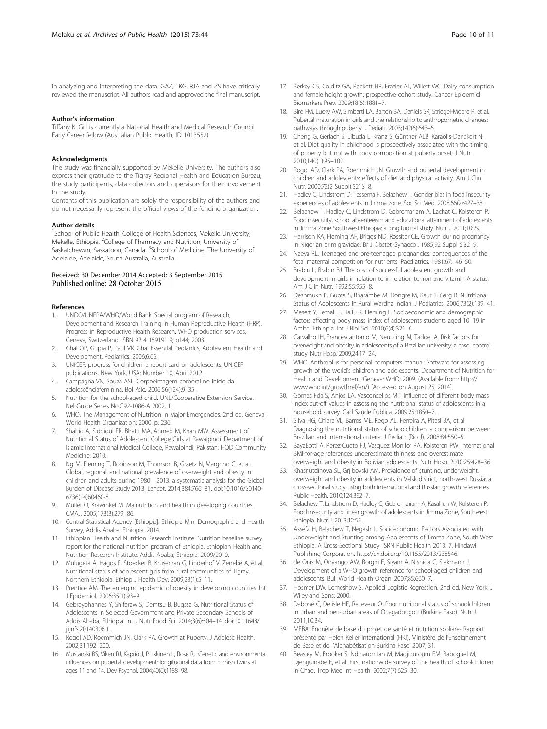in analyzing and interpreting the data. GAZ, TKG, RJA and ZS have critically reviewed the manuscript. All authors read and approved the final manuscript.

#### Author's information

Tiffany K. Gill is currently a National Health and Medical Research Council Early Career fellow (Australian Public Health, ID 1013552).

#### Acknowledgments

The study was financially supported by Mekelle University. The authors also express their gratitude to the Tigray Regional Health and Education Bureau, the study participants, data collectors and supervisors for their involvement in the study.

Contents of this publication are solely the responsibility of the authors and do not necessarily represent the official views of the funding organization.

#### Author details

[1]School of Public Health, College of Health Sciences, Mekelle University, Mekelle, Ethiopia. [2]College of Pharmacy and Nutrition, University of Saskatchewan, Saskatoon, Canada. [3]School of Medicine, The University of Adelaide, Adelaide, South Australia, Australia.

Received: 30 December 2014 Accepted: 3 September 2015
Published online: 28 October 2015

#### References

1. UNDO/UNFPA/WHO/World Bank. Special program of Research, Development and Research Training in Human Reproductive Health (HRP), Progress in Reproductive Health Research. WHO production services, Geneva, Switzerland. ISBN 92 4 159191 9; p144; 2003.
2. Ghai OP, Gupta P, Paul VK. Ghai Essential Pediatrics, Adolescent Health and Development. Pediatrics. 2006;6:66.
3. UNICEF: progress for children: a report card on adolescents: UNICEF publications, New York, USA; Number 10, April 2012.
4. Campagna VN, Souza ASL. Corpoeimagem corporal no início da adolescênciafeminina. Bol Psic. 2006;56(124):9–35.
5. Nutrition for the school-aged child. UNL/Cooperative Extension Service. NebGuide Series No.G92-1086-A 2002, 1.
6. WHO. The Management of Nutrition in Major Emergencies. 2nd ed. Geneva: World Health Organization; 2000. p. 236.
7. Shahid A, Siddiqui FR, Bhatti MA, Ahmed M, Khan MW. Assessment of Nutritional Status of Adolescent College Girls at Rawalpindi. Department of Islamic International Medical College, Rawalpindi, Pakistan: HOD Community Medicine; 2010.
8. Ng M, Fleming T, Robinson M, Thomson B, Graetz N, Margono C, et al. Global, regional, and national prevalence of overweight and obesity in children and adults during 1980—2013: a systematic analysis for the Global Burden of Disease Study 2013. Lancet. 2014;384:766–81. doi:10.1016/S0140-6736(14)60460-8.
9. Muller O, Krawinkel M. Malnutrition and health in developing countries. CMAJ. 2005;173(3):279–86.
10. Central Statistical Agency [Ethiopia]. Ethiopia Mini Demographic and Health Survey, Addis Ababa, Ethiopia. 2014.
11. Ethiopian Health and Nutrition Research Institute: Nutrition baseline survey report for the national nutrition program of Ethiopia, Ethiopian Health and Nutrition Research Institute, Addis Ababa, Ethiopia, 2009/2010.
12. Mulugeta A, Hagos F, Stoecker B, Kruseman G, Linderhof V, Zenebe A, et al. Nutritional status of adolescent girls from rural communities of Tigray, Northern Ethiopia. Ethiop J Health Dev. 2009;23(1):5–11.
13. Prentice AM. The emerging epidemic of obesity in developing countries. Int J Epidemiol. 2006;35(1):93–9.
14. Gebreyohannes Y, Shiferaw S, Demtsu B, Bugssa G. Nutritional Status of Adolescents in Selected Government and Private Secondary Schools of Addis Ababa, Ethiopia. Int J Nutr Food Sci. 2014;3(6):504–14. doi:10.11648/j.ijnfs.20140306.1.
15. Rogol AD, Roemmich JN, Clark PA. Growth at Puberty. J Adolesc Health. 2002;31:192–200.
16. Mustanski BS, Viken RJ, Kaprio J, Pulkkinen L, Rose RJ. Genetic and environmental influences on pubertal development: longitudinal data from Finnish twins at ages 11 and 14. Dev Psychol. 2004;40(6):1188–98.
17. Berkey CS, Colditz GA, Rockett HR, Frazier AL, Willett WC. Dairy consumption and female height growth: prospective cohort study. Cancer Epidemiol Biomarkers Prev. 2009;18(6):1881–7.
18. Biro FM, Lucky AW, Simbartl LA, Barton BA, Daniels SR, Striegel-Moore R, et al. Pubertal maturation in girls and the relationship to anthropometric changes: pathways through puberty. J Pediatr. 2003;142(6):643–6.
19. Cheng G, Gerlach S, Libuda L, Kranz S, Günther ALB, Karaolis-Danckert N, et al. Diet quality in childhood is prospectively associated with the timing of puberty but not with body composition at puberty onset. J Nutr. 2010;140(1):95–102.
20. Rogol AD, Clark PA, Roemmich JN. Growth and pubertal development in children and adolescents: effects of diet and physical activity. Am J Clin Nutr. 2000;72(2 Suppl):521S–8.
21. Hadley C, Lindstrom D, Tessema F, Belachew T. Gender bias in food insecurity experiences of adolescents in Jimma zone. Soc Sci Med. 2008;66(2):427–38.
22. Belachew T, Hadley C, Lindstrom D, Gebremariam A, Lachat C, Kolsteren P. Food insecurity, school absenteeism and educational attainment of adolescents in Jimma Zone Southwest Ethiopia: a longitudinal study. Nutr J. 2011;10:29.
23. Harrison KA, Fleming AF, Briggs ND, Rossiter CE. Growth during pregnancy in Nigerian primigravidae. Br J Obstet Gynaecol. 1985;92 Suppl 5:32–9.
24. Naeya RL. Teenaged and pre-teenaged pregnancies: consequences of the fetal maternal competition for nutrients. Paediatrics. 1981;67:146–50.
25. Brabin L, Brabin BJ. The cost of successful adolescent growth and development in girls in relation to in relation to iron and vitamin A status. Am J Clin Nutr. 1992;55:955–8.
26. Deshmukh P, Gupta S, Bharambe M, Dongre M, Kaur S, Garg B. Nutritional Status of Adolescents in Rural Wardha Indian. J Pediatrics. 2006;73(2):139–41.
27. Mesert Y, Jemal H, Hailu K, Fleming L. Socioeconomic and demographic factors affecting body mass index of adolescents students aged 10–19 in Ambo, Ethiopia. Int J Biol Sci. 2010;6(4):321–6.
28. Carvalho IH, Francescantonio M, Neutzling M, Taddei A. Risk factors for overweight and obesity in adolescents of a Brazilian university: a case–control study. Nutr Hosp. 2009;24:17–24.
29. WHO. Anthroplus for personal computers manual: Software for assessing growth of the world's children and adolescents. Department of Nutrition for Health and Development. Geneva: WHO; 2009. (Available from: http://www.who.int/growthref/en/) [Accessed on August 25, 2014].
30. Gomes Fda S, Anjos LA, Vasconcellos MT. Influence of different body mass index cut-off values in assessing the nutritional status of adolescents in a household survey. Cad Saude Publica. 2009;25:1850–7.
31. Silva HG, Chiara VL, Barros ME, Rego AL, Ferreira A, Pitasi BA, et al. Diagnosing the nutritional status of schoolchildren: a comparison between Brazilian and international criteria. J Pediatr (Rio J). 2008;84:550–5.
32. BayaBotti A, Perez-Cueto FJ, Vasquez Monllor PA, Kolsteren PW. International BMI-for-age references underestimate thinness and overestimate overweight and obesity in Bolivian adolescents. Nutr Hosp. 2010;25:428–36.
33. Khasnutdinova SL, Grjibovski AM. Prevalence of stunting, underweight, overweight and obesity in adolescents in Velsk district, north-west Russia: a cross-sectional study using both international and Russian growth references. Public Health. 2010;124:392–7.
34. Belachew T, Lindstrom D, Hadley C, Gebremariam A, Kasahun W, Kolsteren P. Food insecurity and linear growth of adolescents in Jimma Zone, Southwest Ethiopia. Nutr J. 2013;12:55.
35. Assefa H, Belachew T, Negash L. Socioeconomic Factors Associated with Underweight and Stunting among Adolescents of Jimma Zone, South West Ethiopia: A Cross-Sectional Study. ISRN Public Health 2013: 7. Hindawi Publishing Corporation. http://dx.doi.org/10.1155/2013/238546.
36. de Onis M, Onyango AW, Borghi E, Siyam A, Nishida C, Siekmann J. Development of a WHO growth reference for school-aged children and adolescents. Bull World Health Organ. 2007;85:660–7.
37. Hosmer DW, Lemeshow S. Applied Logistic Regression. 2nd ed. New York: J Wiley and Sons; 2000.
38. Daboné C, Delisle HF, Receveur O. Poor nutritional status of schoolchildren in urban and peri-urban areas of Ouagadougou (Burkina Faso). Nutr J. 2011;10:34.
39. MEBA: Enquête de base du projet de santé et nutrition scoliare- Rapport présenté par Helen Keller International (HKI). Ministère de l'Enseignement de Base et de l'Alphabétisation-Burkina Faso, 2007, 31.
40. Beasley M, Brooker S, Ndinaromtan M, Madjiouroum EM, Baboguel M, Djenguinabe E, et al. First nationwide survey of the health of schoolchildren in Chad. Trop Med Int Health. 2002;7(7):625–30.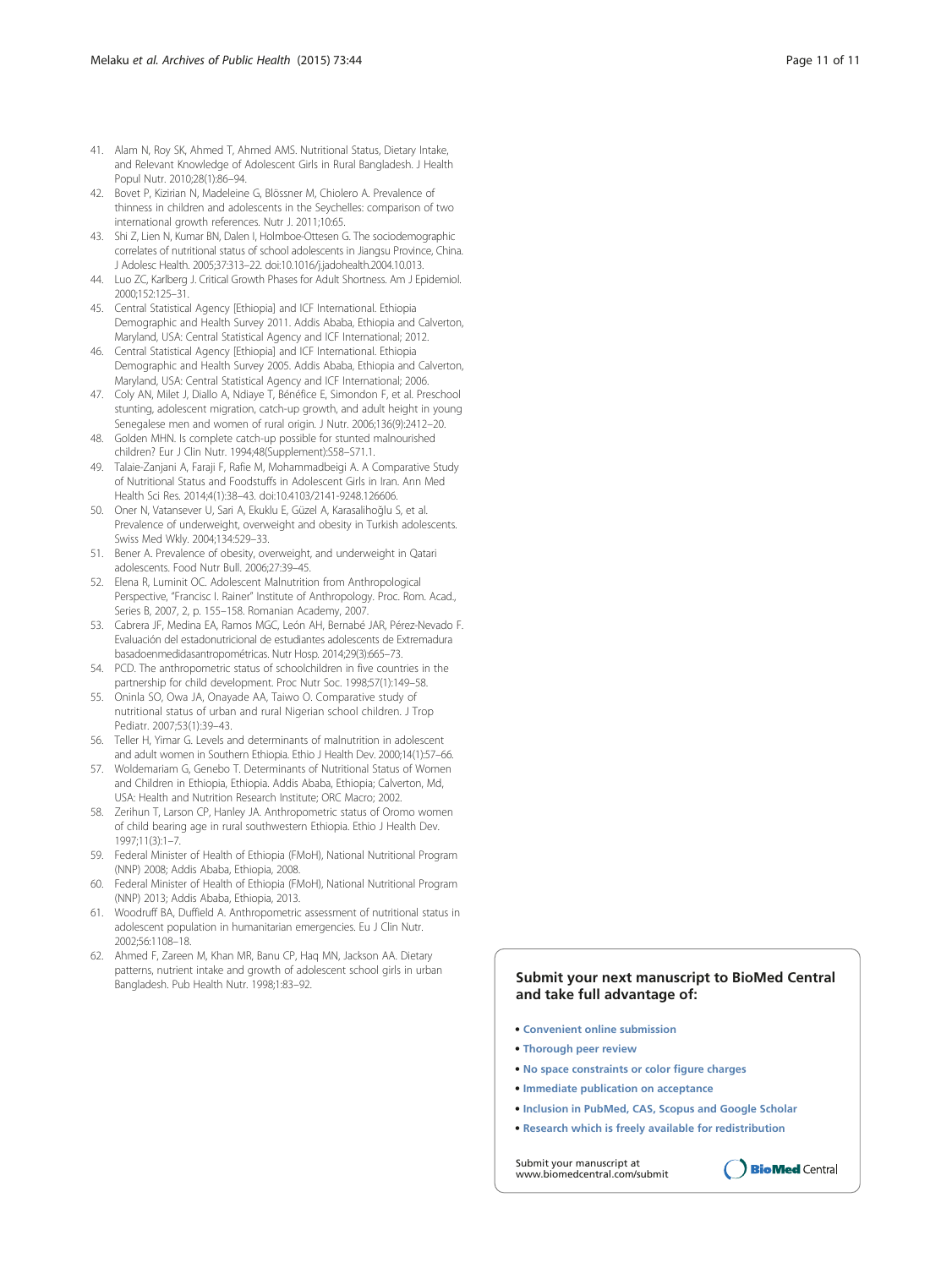41. Alam N, Roy SK, Ahmed T, Ahmed AMS. Nutritional Status, Dietary Intake, and Relevant Knowledge of Adolescent Girls in Rural Bangladesh. J Health Popul Nutr. 2010;28(1):86–94.
42. Bovet P, Kizirian N, Madeleine G, Blössner M, Chiolero A. Prevalence of thinness in children and adolescents in the Seychelles: comparison of two international growth references. Nutr J. 2011;10:65.
43. Shi Z, Lien N, Kumar BN, Dalen I, Holmboe-Ottesen G. The sociodemographic correlates of nutritional status of school adolescents in Jiangsu Province, China. J Adolesc Health. 2005;37:313–22. doi:10.1016/j.jadohealth.2004.10.013.
44. Luo ZC, Karlberg J. Critical Growth Phases for Adult Shortness. Am J Epidemiol. 2000;152:125–31.
45. Central Statistical Agency [Ethiopia] and ICF International. Ethiopia Demographic and Health Survey 2011. Addis Ababa, Ethiopia and Calverton, Maryland, USA: Central Statistical Agency and ICF International; 2012.
46. Central Statistical Agency [Ethiopia] and ICF International. Ethiopia Demographic and Health Survey 2005. Addis Ababa, Ethiopia and Calverton, Maryland, USA: Central Statistical Agency and ICF International; 2006.
47. Coly AN, Milet J, Diallo A, Ndiaye T, Bénéfice E, Simondon F, et al. Preschool stunting, adolescent migration, catch-up growth, and adult height in young Senegalese men and women of rural origin. J Nutr. 2006;136(9):2412–20.
48. Golden MHN. Is complete catch-up possible for stunted malnourished children? Eur J Clin Nutr. 1994;48(Supplement):S58–S71.1.
49. Talaie-Zanjani A, Faraji F, Rafie M, Mohammadbeigi A. A Comparative Study of Nutritional Status and Foodstuffs in Adolescent Girls in Iran. Ann Med Health Sci Res. 2014;4(1):38–43. doi:10.4103/2141-9248.126606.
50. Oner N, Vatansever U, Sari A, Ekuklu E, Güzel A, Karasalihoğlu S, et al. Prevalence of underweight, overweight and obesity in Turkish adolescents. Swiss Med Wkly. 2004;134:529–33.
51. Bener A. Prevalence of obesity, overweight, and underweight in Qatari adolescents. Food Nutr Bull. 2006;27:39–45.
52. Elena R, Luminit OC. Adolescent Malnutrition from Anthropological Perspective, "Francisc I. Rainer" Institute of Anthropology. Proc. Rom. Acad., Series B, 2007, 2, p. 155–158. Romanian Academy, 2007.
53. Cabrera JF, Medina EA, Ramos MGC, León AH, Bernabé JAR, Pérez-Nevado F. Evaluación del estadonutricional de estudiantes adolescents de Extremadura basadoenmedidasantropométricas. Nutr Hosp. 2014;29(3):665–73.
54. PCD. The anthropometric status of schoolchildren in five countries in the partnership for child development. Proc Nutr Soc. 1998;57(1):149–58.
55. Oninla SO, Owa JA, Onayade AA, Taiwo O. Comparative study of nutritional status of urban and rural Nigerian school children. J Trop Pediatr. 2007;53(1):39–43.
56. Teller H, Yimar G. Levels and determinants of malnutrition in adolescent and adult women in Southern Ethiopia. Ethio J Health Dev. 2000;14(1):57–66.
57. Woldemariam G, Genebo T. Determinants of Nutritional Status of Women and Children in Ethiopia, Ethiopia. Addis Ababa, Ethiopia; Calverton, Md, USA: Health and Nutrition Research Institute; ORC Macro; 2002.
58. Zerihun T, Larson CP, Hanley JA. Anthropometric status of Oromo women of child bearing age in rural southwestern Ethiopia. Ethio J Health Dev. 1997;11(3):1–7.
59. Federal Minister of Health of Ethiopia (FMoH), National Nutritional Program (NNP) 2008; Addis Ababa, Ethiopia, 2008.
60. Federal Minister of Health of Ethiopia (FMoH), National Nutritional Program (NNP) 2013; Addis Ababa, Ethiopia, 2013.
61. Woodruff BA, Duffield A. Anthropometric assessment of nutritional status in adolescent population in humanitarian emergencies. Eu J Clin Nutr. 2002;56:1108–18.
62. Ahmed F, Zareen M, Khan MR, Banu CP, Haq MN, Jackson AA. Dietary patterns, nutrient intake and growth of adolescent school girls in urban Bangladesh. Pub Health Nutr. 1998;1:83–92.

**Submit your next manuscript to BioMed Central and take full advantage of:**

- **Convenient online submission**
- **Thorough peer review**
- **No space constraints or color figure charges**
- **Immediate publication on acceptance**
- **Inclusion in PubMed, CAS, Scopus and Google Scholar**
- **Research which is freely available for redistribution**

Submit your manuscript at
www.biomedcentral.com/submit

BioMed Central